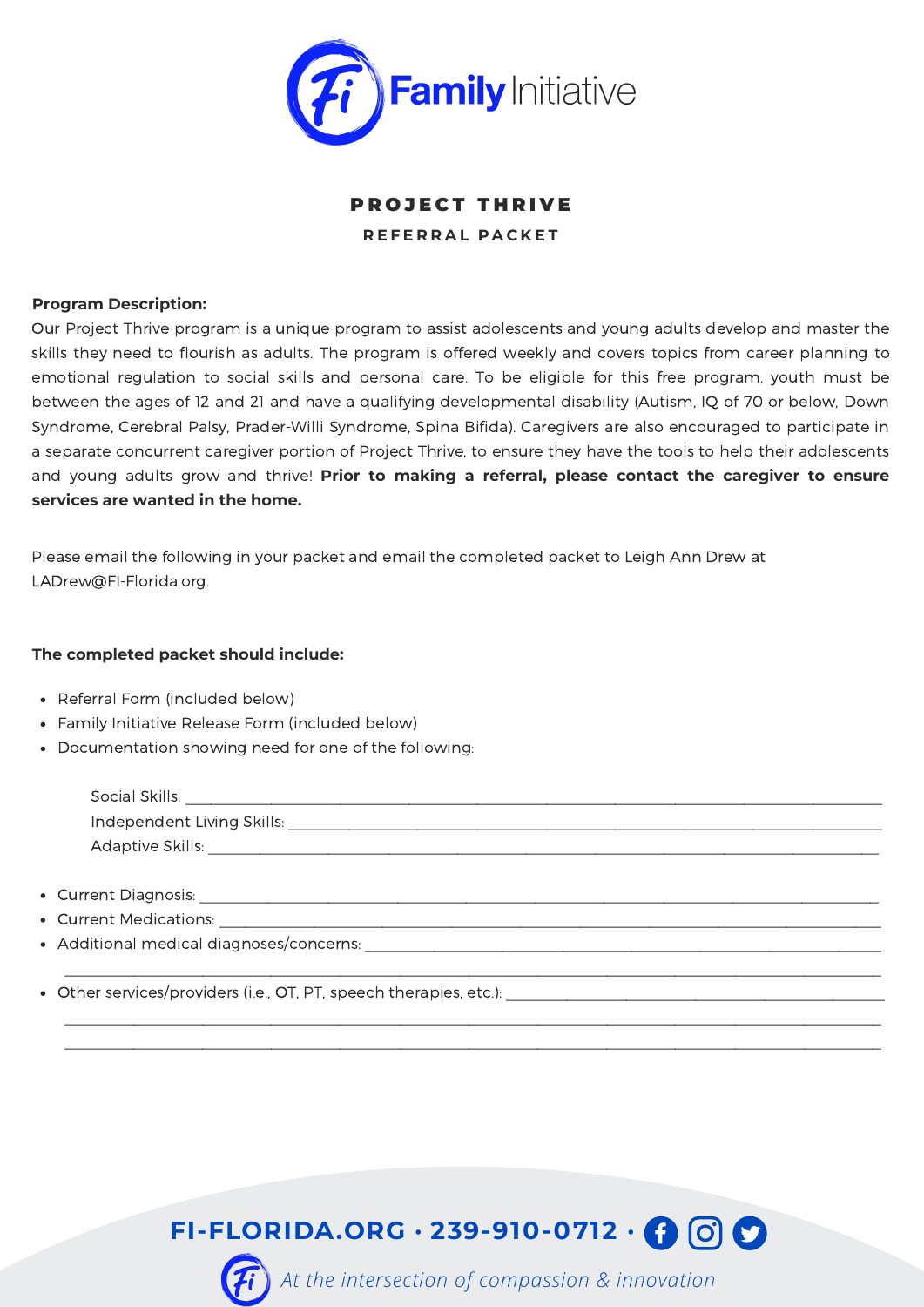# Family Initiative

## PROJECT THRIVE

### REFERRAL PACKET

**Program Description:**
Our Project Thrive program is a unique program to assist adolescents and young adults develop and master the skills they need to flourish as adults. The program is offered weekly and covers topics from career planning to emotional regulation to social skills and personal care. To be eligible for this free program, youth must be between the ages of 12 and 21 and have a qualifying developmental disability (Autism, IQ of 70 or below, Down Syndrome, Cerebral Palsy, Prader-Willi Syndrome, Spina Bifida). Caregivers are also encouraged to participate in a separate concurrent caregiver portion of Project Thrive, to ensure they have the tools to help their adolescents and young adults grow and thrive! **Prior to making a referral, please contact the caregiver to ensure services are wanted in the home.**

Please email the following in your packet and email the completed packet to Leigh Ann Drew at LADrew@FI-Florida.org.

**The completed packet should include:**

- Referral Form (included below)
- Family Initiative Release Form (included below)
- Documentation showing need for one of the following:

  Social Skills: ______________________________
  Independent Living Skills: ______________________________
  Adaptive Skills: ______________________________

- Current Diagnosis: ______________________________
- Current Medications: ______________________________
- Additional medical diagnoses/concerns: ______________________________
  ______________________________
- Other services/providers (i.e., OT, PT, speech therapies, etc.): ______________________________
  ______________________________
  ______________________________

FI-FLORIDA.ORG · 239-910-0712

*At the intersection of compassion & innovation*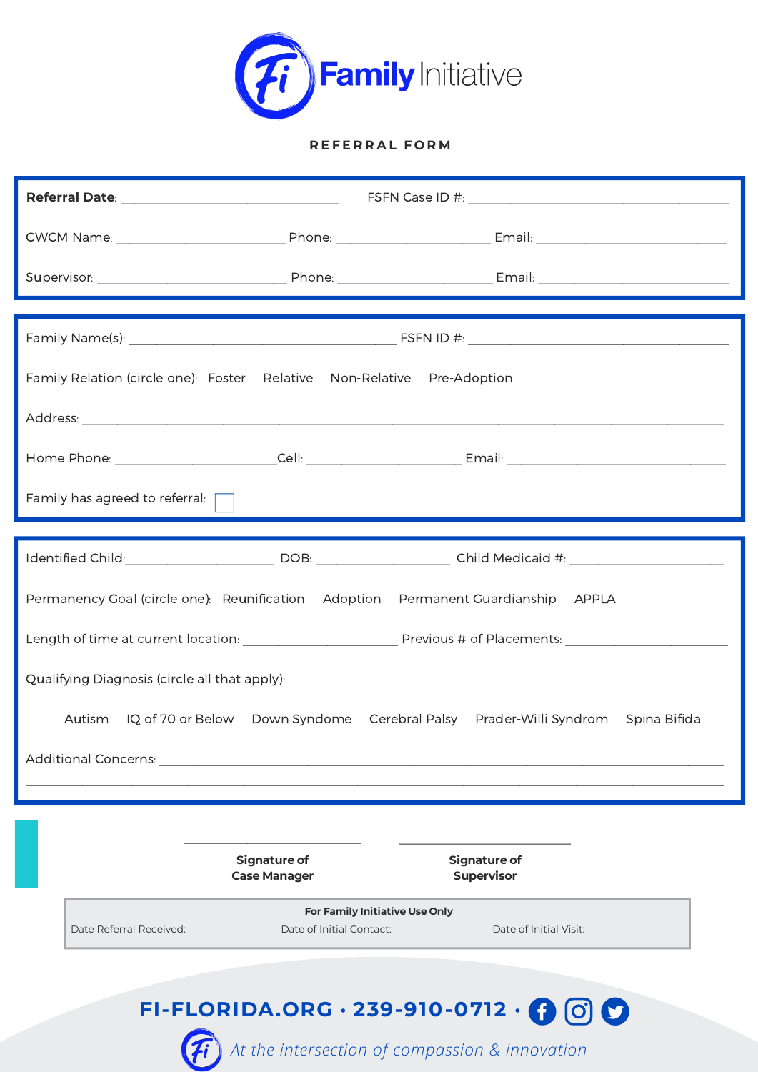# Family Initiative

## REFERRAL FORM

**Referral Date**: ______________________________ FSFN Case ID #: ______________________________

CWCM Name: ______________________ Phone: ______________________ Email: ______________________

Supervisor: ______________________ Phone: ______________________ Email: ______________________

---

Family Name(s): __________________________________ FSFN ID #: ______________________________

Family Relation (circle one): Foster Relative Non-Relative Pre-Adoption

Address: ____________________________________________________________________________

Home Phone: ______________________Cell: ______________________ Email: ______________________

Family has agreed to referral: ☐

---

Identified Child:______________________ DOB: ______________________ Child Medicaid #: ______________________

Permanency Goal (circle one): Reunification Adoption Permanent Guardianship APPLA

Length of time at current location: ______________________ Previous # of Placements: ______________________

Qualifying Diagnosis (circle all that apply):

Autism IQ of 70 or Below Down Syndome Cerebral Palsy Prader-Willi Syndrom Spina Bifida

Additional Concerns: ____________________________________________________________________________

____________________________________________________________________________

---

______________________ ______________________

**Signature of Case Manager** **Signature of Supervisor**

**For Family Initiative Use Only**

Date Referral Received: _______________ Date of Initial Contact: ________________ Date of Initial Visit: ________________

**FI-FLORIDA.ORG · 239-910-0712 ·**

*At the intersection of compassion & innovation*